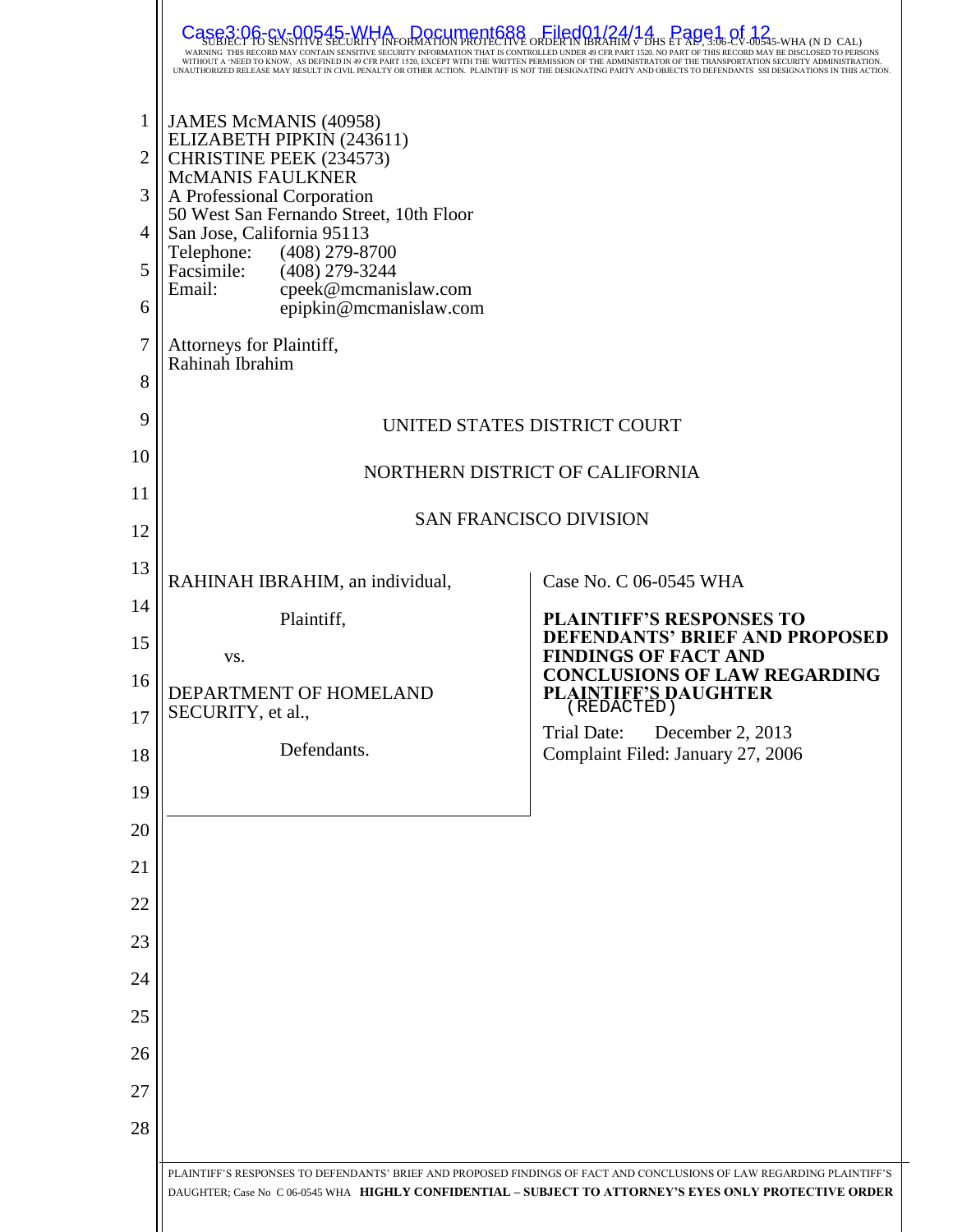SUBJECT TO SENSITIVE SECURITY INFORMATION PROTECTIVE ORDER IN IBRAHIM v DHS ET AL, 3:06-CV-00545-WHA (N D CAL)
WARNING THIS RECORD MAY CONTAIN SENSITIVE SECURITY INFORMATION THAT IS CONTROLLED UNDER 49 CFR PART 1520. NO PART OF THIS RECORD MAY BE DISCLOSED TO PERSONS WITHOUT A 'NEED TO KNOW, AS DEFINED IN 49 CFR PART 1520, EXCEPT WITH THE WRITTEN PERMISSION OF THE ADMINISTRATOR OF THE TRANSPORTATION SECURITY ADMINISTRATION. UNAUTHORIZED RELEASE MAY RESULT IN CIVIL PENALTY OR OTHER ACTION. PLAINTIFF IS NOT THE DESIGNATING PARTY AND OBJECTS TO DEFENDANTS SSI DESIGNATIONS IN THIS ACTION.

JAMES McMANIS (40958)
ELIZABETH PIPKIN (243611)
CHRISTINE PEEK (234573)
McMANIS FAULKNER
A Professional Corporation
50 West San Fernando Street, 10th Floor
San Jose, California 95113
Telephone: (408) 279-8700
Facsimile: (408) 279-3244
Email: cpeek@mcmanislaw.com
epipkin@mcmanislaw.com

Attorneys for Plaintiff,
Rahinah Ibrahim

UNITED STATES DISTRICT COURT

NORTHERN DISTRICT OF CALIFORNIA

SAN FRANCISCO DIVISION

RAHINAH IBRAHIM, an individual,

Plaintiff,

vs.

DEPARTMENT OF HOMELAND SECURITY, et al.,

Defendants.

Case No. C 06-0545 WHA

**PLAINTIFF'S RESPONSES TO DEFENDANTS' BRIEF AND PROPOSED FINDINGS OF FACT AND CONCLUSIONS OF LAW REGARDING PLAINTIFF'S DAUGHTER**
(REDACTED)

Trial Date: December 2, 2013
Complaint Filed: January 27, 2006

PLAINTIFF'S RESPONSES TO DEFENDANTS' BRIEF AND PROPOSED FINDINGS OF FACT AND CONCLUSIONS OF LAW REGARDING PLAINTIFF'S DAUGHTER; Case No C 06-0545 WHA **HIGHLY CONFIDENTIAL – SUBJECT TO ATTORNEY'S EYES ONLY PROTECTIVE ORDER**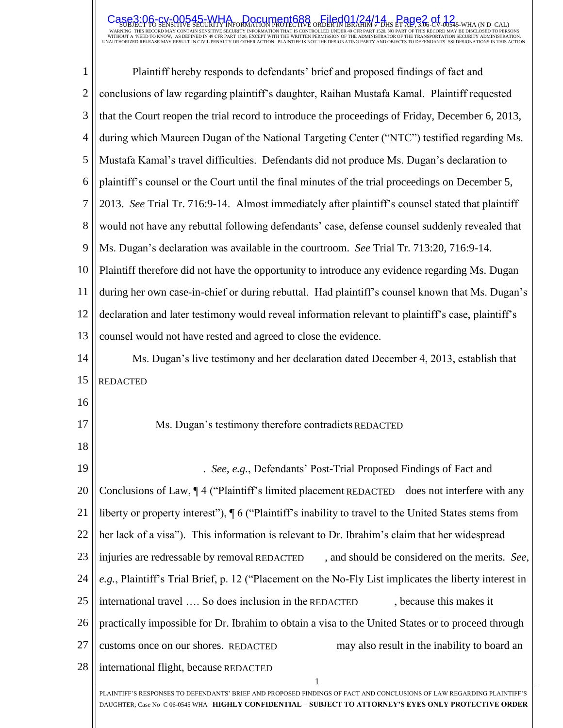Plaintiff hereby responds to defendants' brief and proposed findings of fact and conclusions of law regarding plaintiff's daughter, Raihan Mustafa Kamal. Plaintiff requested that the Court reopen the trial record to introduce the proceedings of Friday, December 6, 2013, during which Maureen Dugan of the National Targeting Center ("NTC") testified regarding Ms. Mustafa Kamal's travel difficulties. Defendants did not produce Ms. Dugan's declaration to plaintiff's counsel or the Court until the final minutes of the trial proceedings on December 5, 2013. *See* Trial Tr. 716:9-14. Almost immediately after plaintiff's counsel stated that plaintiff would not have any rebuttal following defendants' case, defense counsel suddenly revealed that Ms. Dugan's declaration was available in the courtroom. *See* Trial Tr. 713:20, 716:9-14. Plaintiff therefore did not have the opportunity to introduce any evidence regarding Ms. Dugan during her own case-in-chief or during rebuttal. Had plaintiff's counsel known that Ms. Dugan's declaration and later testimony would reveal information relevant to plaintiff's case, plaintiff's counsel would not have rested and agreed to close the evidence.

Ms. Dugan's live testimony and her declaration dated December 4, 2013, establish that REDACTED

Ms. Dugan's testimony therefore contradicts REDACTED

. *See, e.g.*, Defendants' Post-Trial Proposed Findings of Fact and Conclusions of Law, ¶ 4 ("Plaintiff's limited placement REDACTED does not interfere with any liberty or property interest"), ¶ 6 ("Plaintiff's inability to travel to the United States stems from her lack of a visa"). This information is relevant to Dr. Ibrahim's claim that her widespread injuries are redressable by removal REDACTED , and should be considered on the merits. *See*, *e.g.*, Plaintiff's Trial Brief, p. 12 ("Placement on the No-Fly List implicates the liberty interest in international travel …. So does inclusion in the REDACTED , because this makes it practically impossible for Dr. Ibrahim to obtain a visa to the United States or to proceed through customs once on our shores. REDACTED may also result in the inability to board an international flight, because REDACTED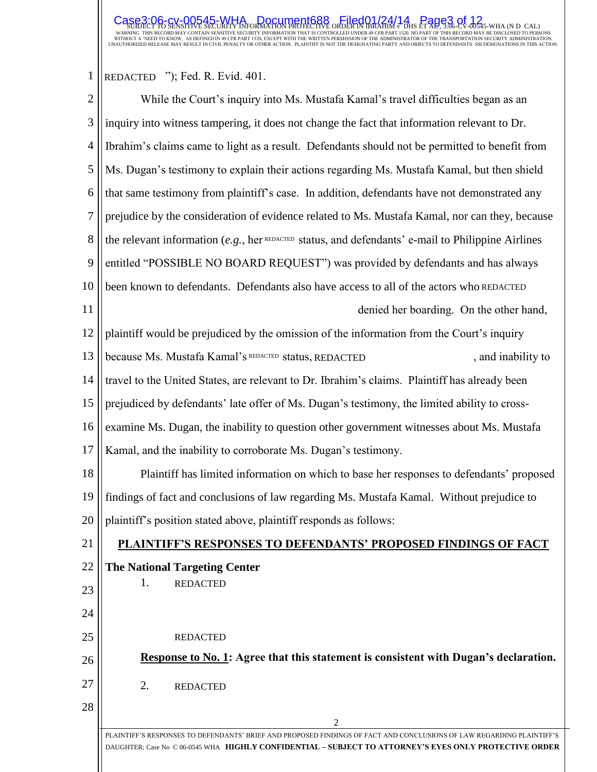REDACTED "); Fed. R. Evid. 401.

While the Court's inquiry into Ms. Mustafa Kamal's travel difficulties began as an inquiry into witness tampering, it does not change the fact that information relevant to Dr. Ibrahim's claims came to light as a result. Defendants should not be permitted to benefit from Ms. Dugan's testimony to explain their actions regarding Ms. Mustafa Kamal, but then shield that same testimony from plaintiff's case. In addition, defendants have not demonstrated any prejudice by the consideration of evidence related to Ms. Mustafa Kamal, nor can they, because the relevant information (*e.g.*, her REDACTED status, and defendants' e-mail to Philippine Airlines entitled "POSSIBLE NO BOARD REQUEST") was provided by defendants and has always been known to defendants. Defendants also have access to all of the actors who REDACTED denied her boarding. On the other hand, plaintiff would be prejudiced by the omission of the information from the Court's inquiry because Ms. Mustafa Kamal's REDACTED status, REDACTED, and inability to travel to the United States, are relevant to Dr. Ibrahim's claims. Plaintiff has already been prejudiced by defendants' late offer of Ms. Dugan's testimony, the limited ability to cross-examine Ms. Dugan, the inability to question other government witnesses about Ms. Mustafa Kamal, and the inability to corroborate Ms. Dugan's testimony.

Plaintiff has limited information on which to base her responses to defendants' proposed findings of fact and conclusions of law regarding Ms. Mustafa Kamal. Without prejudice to plaintiff's position stated above, plaintiff responds as follows:

## PLAINTIFF'S RESPONSES TO DEFENDANTS' PROPOSED FINDINGS OF FACT

### The National Targeting Center

1. REDACTED

   REDACTED

**Response to No. 1: Agree that this statement is consistent with Dugan's declaration.**

2. REDACTED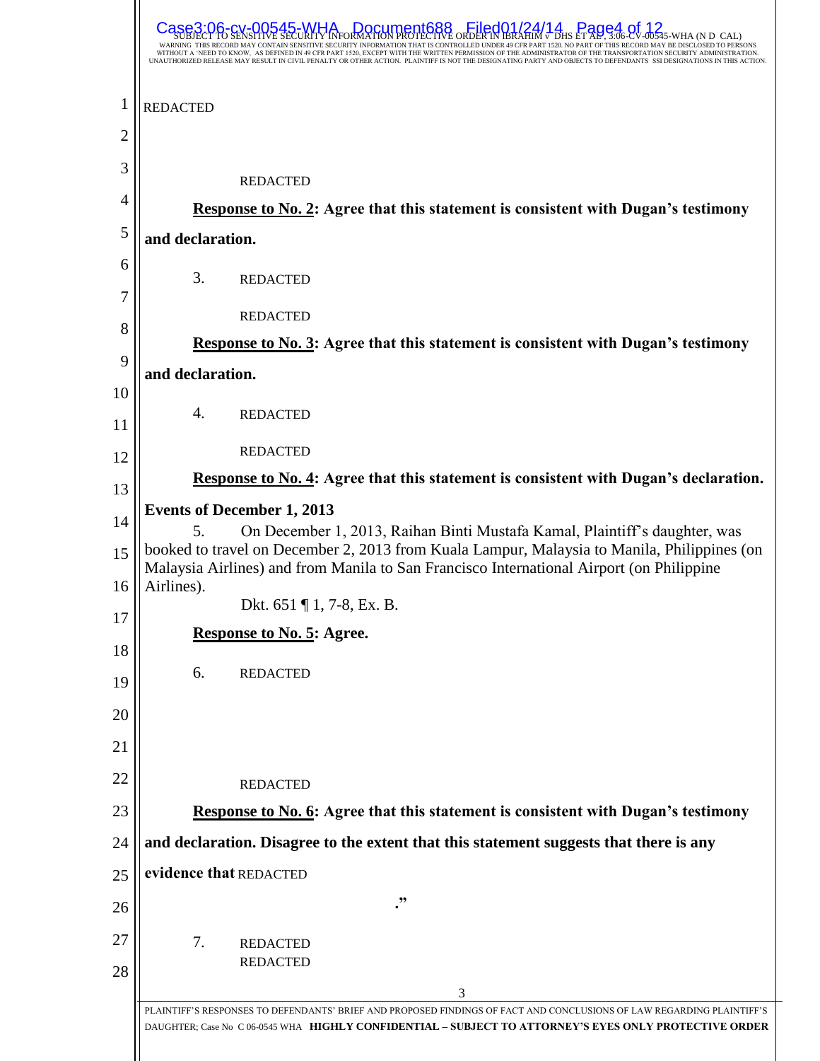REDACTED

REDACTED

**Response to No. 2: Agree that this statement is consistent with Dugan's testimony and declaration.**

3. REDACTED

REDACTED

**Response to No. 3: Agree that this statement is consistent with Dugan's testimony and declaration.**

4. REDACTED

REDACTED

**Response to No. 4: Agree that this statement is consistent with Dugan's declaration.**

**Events of December 1, 2013**

5. On December 1, 2013, Raihan Binti Mustafa Kamal, Plaintiff's daughter, was booked to travel on December 2, 2013 from Kuala Lampur, Malaysia to Manila, Philippines (on Malaysia Airlines) and from Manila to San Francisco International Airport (on Philippine Airlines).

Dkt. 651 ¶ 1, 7-8, Ex. B.

**Response to No. 5: Agree.**

6. REDACTED

REDACTED

**Response to No. 6: Agree that this statement is consistent with Dugan's testimony and declaration. Disagree to the extent that this statement suggests that there is any evidence that** REDACTED

**."**

7. REDACTED
REDACTED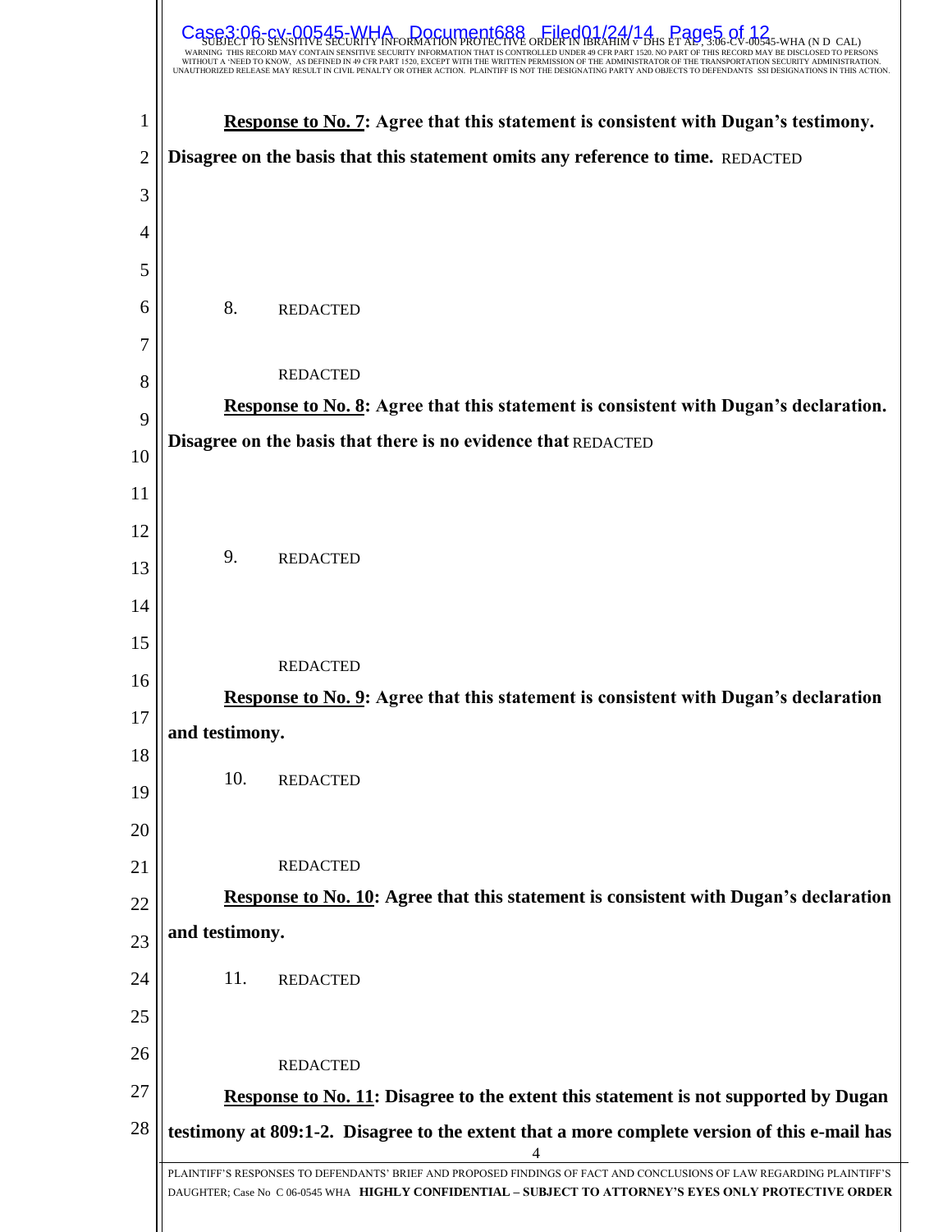**Response to No. 7: Agree that this statement is consistent with Dugan's testimony. Disagree on the basis that this statement omits any reference to time.** REDACTED

8. REDACTED

REDACTED

**Response to No. 8: Agree that this statement is consistent with Dugan's declaration. Disagree on the basis that there is no evidence that** REDACTED

9. REDACTED

REDACTED

**Response to No. 9: Agree that this statement is consistent with Dugan's declaration and testimony.**

10. REDACTED

REDACTED

**Response to No. 10: Agree that this statement is consistent with Dugan's declaration and testimony.**

11. REDACTED

REDACTED

**Response to No. 11: Disagree to the extent this statement is not supported by Dugan testimony at 809:1-2. Disagree to the extent that a more complete version of this e-mail has**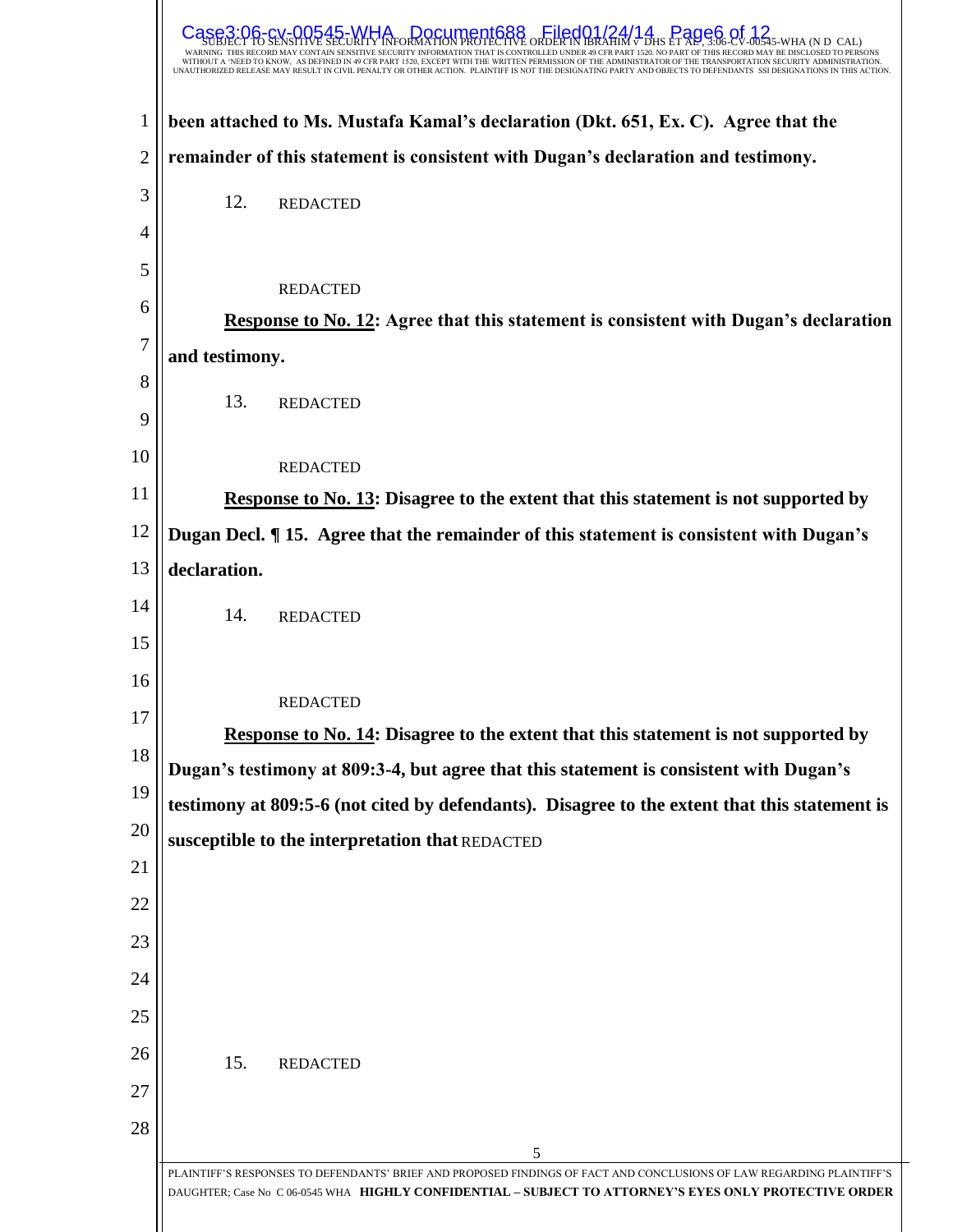**been attached to Ms. Mustafa Kamal's declaration (Dkt. 651, Ex. C). Agree that the remainder of this statement is consistent with Dugan's declaration and testimony.**

12. REDACTED

REDACTED

**Response to No. 12: Agree that this statement is consistent with Dugan's declaration and testimony.**

13. REDACTED

REDACTED

**Response to No. 13: Disagree to the extent that this statement is not supported by Dugan Decl. ¶ 15. Agree that the remainder of this statement is consistent with Dugan's declaration.**

14. REDACTED

REDACTED

**Response to No. 14: Disagree to the extent that this statement is not supported by Dugan's testimony at 809:3-4, but agree that this statement is consistent with Dugan's testimony at 809:5-6 (not cited by defendants). Disagree to the extent that this statement is susceptible to the interpretation that** REDACTED

15. REDACTED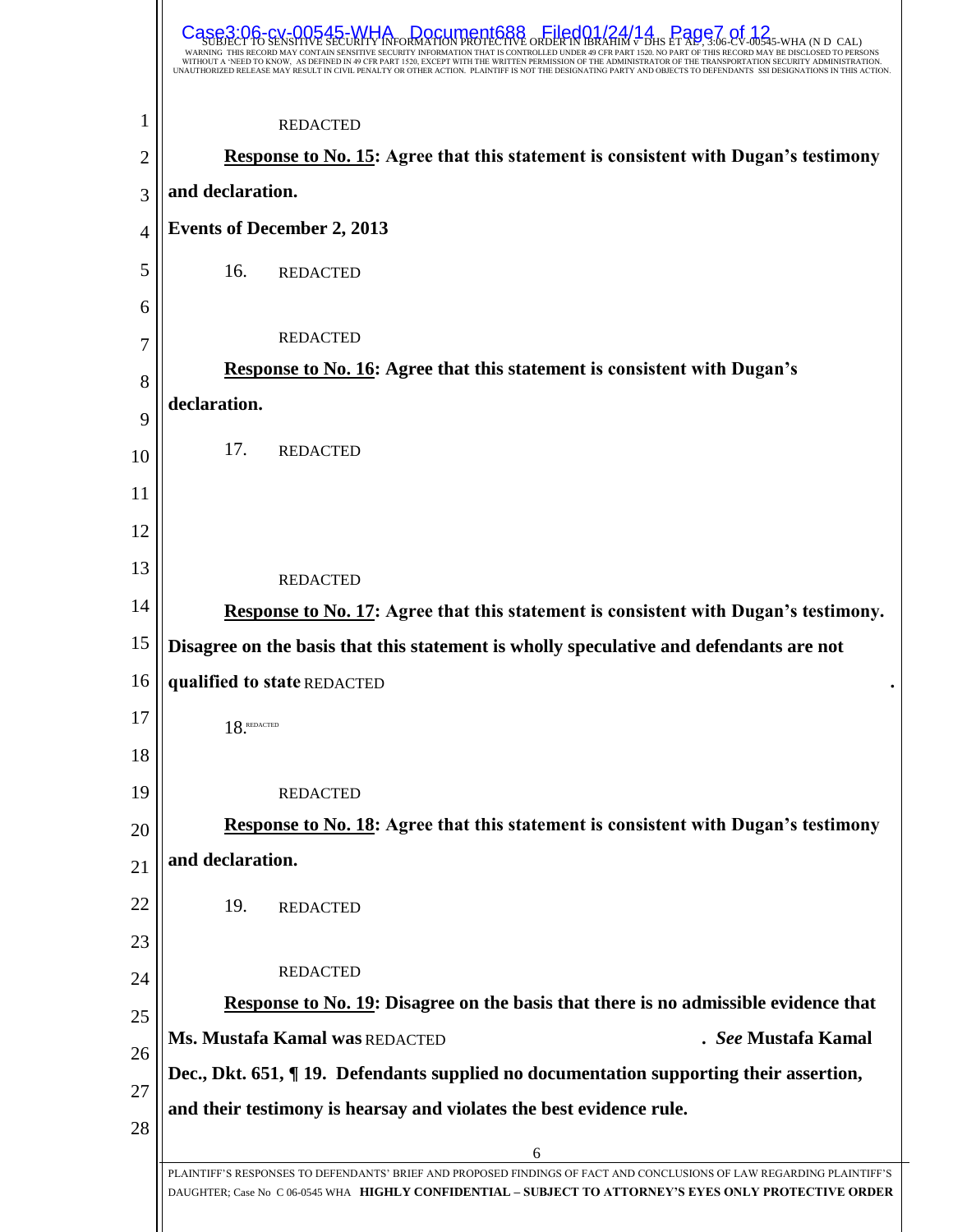REDACTED

**Response to No. 15: Agree that this statement is consistent with Dugan's testimony and declaration.**

**Events of December 2, 2013**

16. REDACTED

REDACTED

**Response to No. 16: Agree that this statement is consistent with Dugan's declaration.**

17. REDACTED

REDACTED

**Response to No. 17: Agree that this statement is consistent with Dugan's testimony. Disagree on the basis that this statement is wholly speculative and defendants are not qualified to state** REDACTED **.**

18. REDACTED

REDACTED

**Response to No. 18: Agree that this statement is consistent with Dugan's testimony and declaration.**

19. REDACTED

REDACTED

**Response to No. 19: Disagree on the basis that there is no admissible evidence that Ms. Mustafa Kamal was** REDACTED **. *See* Mustafa Kamal Dec., Dkt. 651, ¶ 19. Defendants supplied no documentation supporting their assertion, and their testimony is hearsay and violates the best evidence rule.**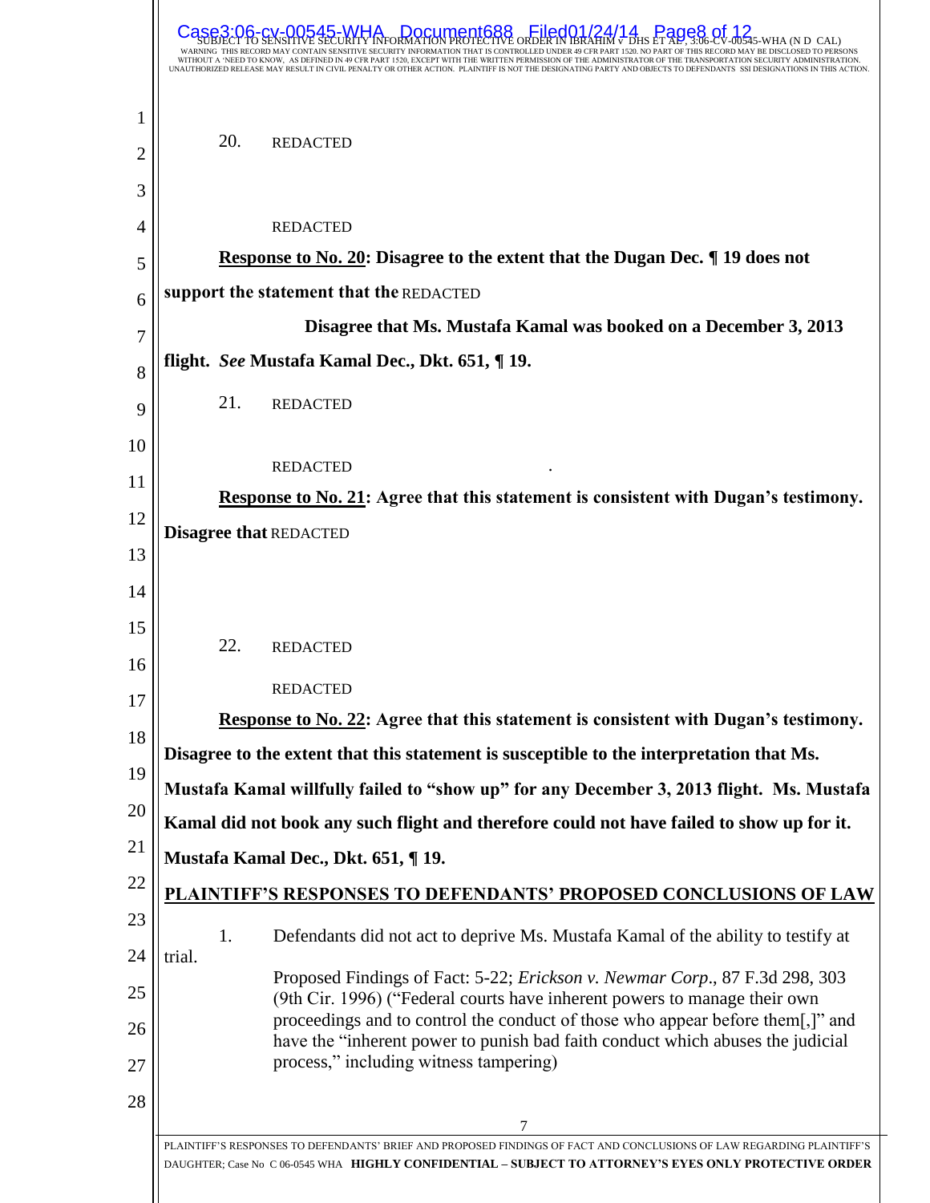20. REDACTED

REDACTED

**Response to No. 20: Disagree to the extent that the Dugan Dec. ¶ 19 does not support the statement that the** REDACTED **Disagree that Ms. Mustafa Kamal was booked on a December 3, 2013 flight.** ***See*** **Mustafa Kamal Dec., Dkt. 651, ¶ 19.**

21. REDACTED

REDACTED .

**Response to No. 21: Agree that this statement is consistent with Dugan's testimony. Disagree that** REDACTED

22. REDACTED

REDACTED

**Response to No. 22: Agree that this statement is consistent with Dugan's testimony. Disagree to the extent that this statement is susceptible to the interpretation that Ms. Mustafa Kamal willfully failed to "show up" for any December 3, 2013 flight. Ms. Mustafa Kamal did not book any such flight and therefore could not have failed to show up for it. Mustafa Kamal Dec., Dkt. 651, ¶ 19.**

## PLAINTIFF'S RESPONSES TO DEFENDANTS' PROPOSED CONCLUSIONS OF LAW

1. Defendants did not act to deprive Ms. Mustafa Kamal of the ability to testify at trial.

   Proposed Findings of Fact: 5-22; *Erickson v. Newmar Corp*., 87 F.3d 298, 303 (9th Cir. 1996) ("Federal courts have inherent powers to manage their own proceedings and to control the conduct of those who appear before them[,]" and have the "inherent power to punish bad faith conduct which abuses the judicial process," including witness tampering)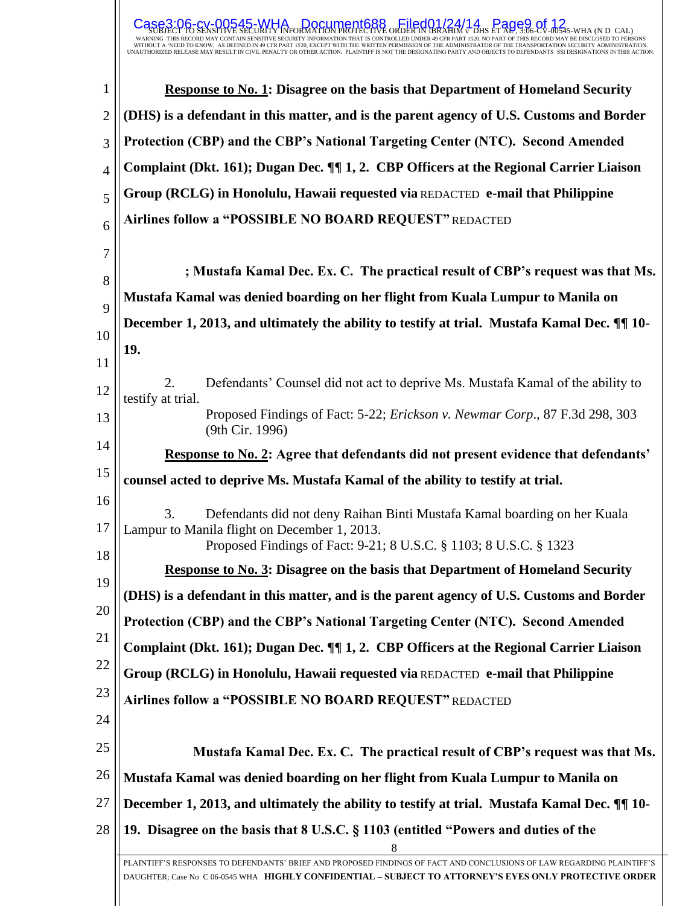**Response to No. 1: Disagree on the basis that Department of Homeland Security (DHS) is a defendant in this matter, and is the parent agency of U.S. Customs and Border Protection (CBP) and the CBP's National Targeting Center (NTC). Second Amended Complaint (Dkt. 161); Dugan Dec. ¶¶ 1, 2. CBP Officers at the Regional Carrier Liaison Group (RCLG) in Honolulu, Hawaii requested via** REDACTED **e-mail that Philippine Airlines follow a "POSSIBLE NO BOARD REQUEST"** REDACTED

**; Mustafa Kamal Dec. Ex. C. The practical result of CBP's request was that Ms. Mustafa Kamal was denied boarding on her flight from Kuala Lumpur to Manila on December 1, 2013, and ultimately the ability to testify at trial. Mustafa Kamal Dec. ¶¶ 10-19.**

2. Defendants' Counsel did not act to deprive Ms. Mustafa Kamal of the ability to testify at trial.

Proposed Findings of Fact: 5-22; *Erickson v. Newmar Corp*., 87 F.3d 298, 303 (9th Cir. 1996)

**Response to No. 2: Agree that defendants did not present evidence that defendants' counsel acted to deprive Ms. Mustafa Kamal of the ability to testify at trial.**

3. Defendants did not deny Raihan Binti Mustafa Kamal boarding on her Kuala Lampur to Manila flight on December 1, 2013.

Proposed Findings of Fact: 9-21; 8 U.S.C. § 1103; 8 U.S.C. § 1323

**Response to No. 3: Disagree on the basis that Department of Homeland Security (DHS) is a defendant in this matter, and is the parent agency of U.S. Customs and Border Protection (CBP) and the CBP's National Targeting Center (NTC). Second Amended Complaint (Dkt. 161); Dugan Dec. ¶¶ 1, 2. CBP Officers at the Regional Carrier Liaison Group (RCLG) in Honolulu, Hawaii requested via** REDACTED **e-mail that Philippine Airlines follow a "POSSIBLE NO BOARD REQUEST"** REDACTED

**Mustafa Kamal Dec. Ex. C. The practical result of CBP's request was that Ms. Mustafa Kamal was denied boarding on her flight from Kuala Lumpur to Manila on December 1, 2013, and ultimately the ability to testify at trial. Mustafa Kamal Dec. ¶¶ 10-19. Disagree on the basis that 8 U.S.C. § 1103 (entitled "Powers and duties of the**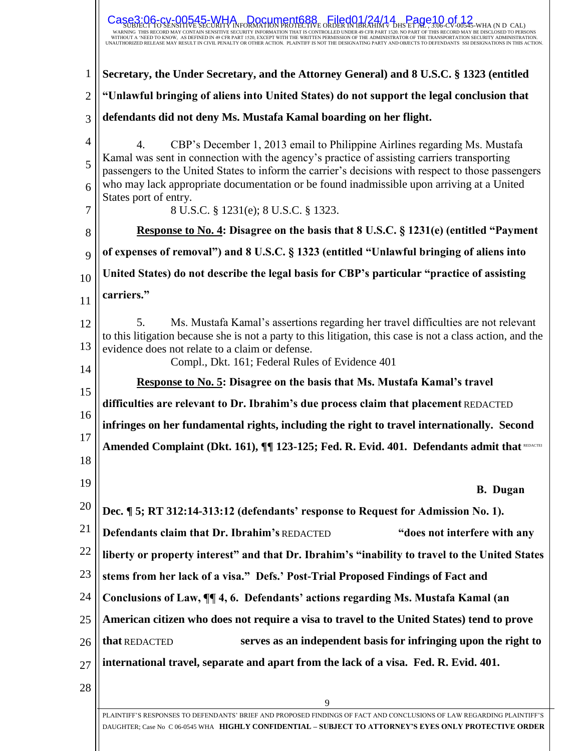**Secretary, the Under Secretary, and the Attorney General) and 8 U.S.C. § 1323 (entitled "Unlawful bringing of aliens into United States) do not support the legal conclusion that defendants did not deny Ms. Mustafa Kamal boarding on her flight.**

4. CBP's December 1, 2013 email to Philippine Airlines regarding Ms. Mustafa Kamal was sent in connection with the agency's practice of assisting carriers transporting passengers to the United States to inform the carrier's decisions with respect to those passengers who may lack appropriate documentation or be found inadmissible upon arriving at a United States port of entry.

8 U.S.C. § 1231(e); 8 U.S.C. § 1323.

**Response to No. 4: Disagree on the basis that 8 U.S.C. § 1231(e) (entitled "Payment of expenses of removal") and 8 U.S.C. § 1323 (entitled "Unlawful bringing of aliens into United States) do not describe the legal basis for CBP's particular "practice of assisting carriers."**

5. Ms. Mustafa Kamal's assertions regarding her travel difficulties are not relevant to this litigation because she is not a party to this litigation, this case is not a class action, and the evidence does not relate to a claim or defense.

Compl., Dkt. 161; Federal Rules of Evidence 401

**Response to No. 5: Disagree on the basis that Ms. Mustafa Kamal's travel difficulties are relevant to Dr. Ibrahim's due process claim that placement** REDACTED **infringes on her fundamental rights, including the right to travel internationally. Second Amended Complaint (Dkt. 161), ¶¶ 123-125; Fed. R. Evid. 401. Defendants admit that** REDACTED

**B. Dugan Dec. ¶ 5; RT 312:14-313:12 (defendants' response to Request for Admission No. 1). Defendants claim that Dr. Ibrahim's** REDACTED **"does not interfere with any liberty or property interest" and that Dr. Ibrahim's "inability to travel to the United States stems from her lack of a visa." Defs.' Post-Trial Proposed Findings of Fact and Conclusions of Law, ¶¶ 4, 6. Defendants' actions regarding Ms. Mustafa Kamal (an American citizen who does not require a visa to travel to the United States) tend to prove that** REDACTED **serves as an independent basis for infringing upon the right to international travel, separate and apart from the lack of a visa. Fed. R. Evid. 401.**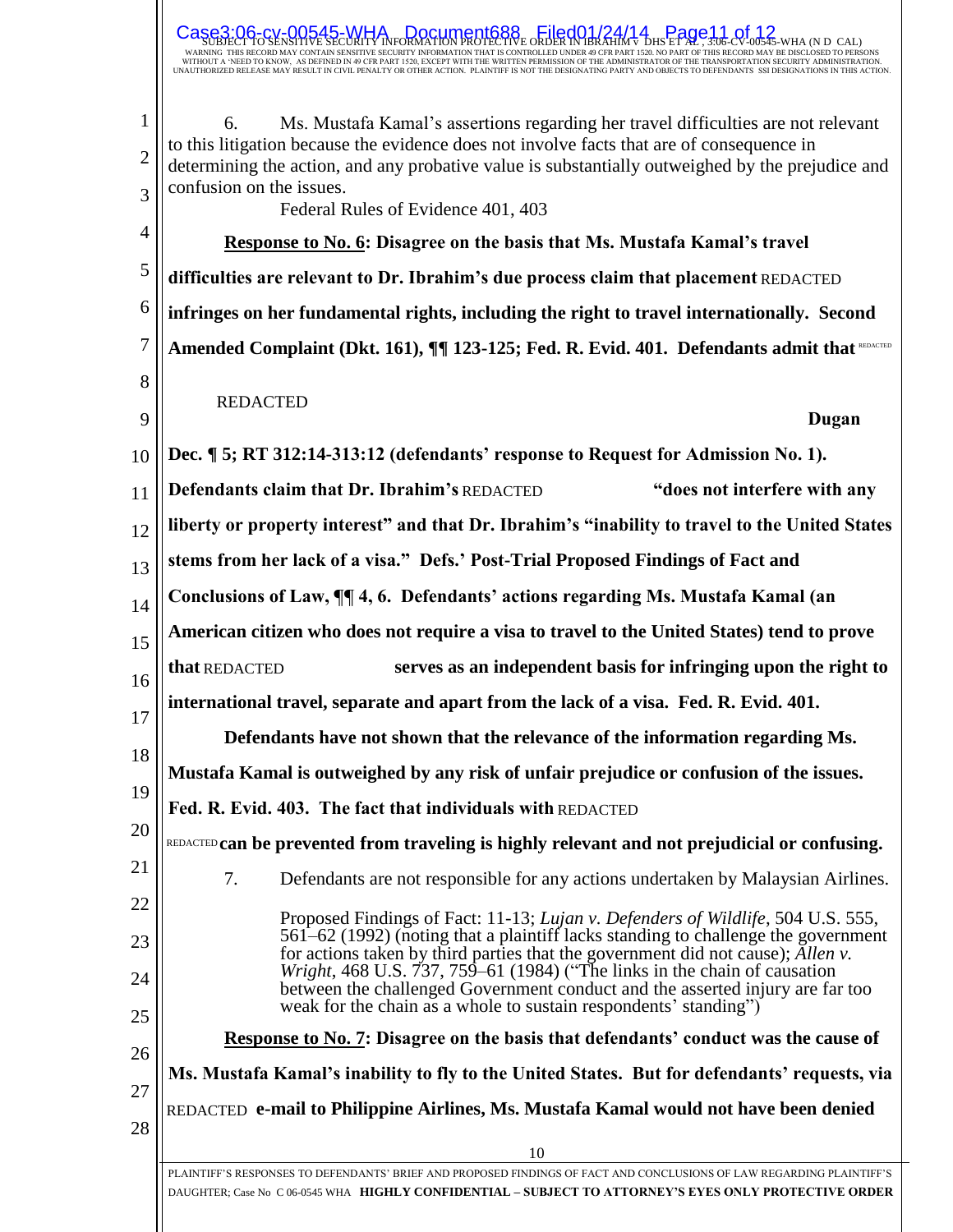6. Ms. Mustafa Kamal's assertions regarding her travel difficulties are not relevant to this litigation because the evidence does not involve facts that are of consequence in determining the action, and any probative value is substantially outweighed by the prejudice and confusion of the issues.

Federal Rules of Evidence 401, 403

**Response to No. 6: Disagree on the basis that Ms. Mustafa Kamal's travel difficulties are relevant to Dr. Ibrahim's due process claim that placement** REDACTED **infringes on her fundamental rights, including the right to travel internationally. Second Amended Complaint (Dkt. 161), ¶¶ 123-125; Fed. R. Evid. 401. Defendants admit that** REDACTED

REDACTED **Dugan Dec. ¶ 5; RT 312:14-313:12 (defendants' response to Request for Admission No. 1). Defendants claim that Dr. Ibrahim's** REDACTED **"does not interfere with any liberty or property interest" and that Dr. Ibrahim's "inability to travel to the United States stems from her lack of a visa." Defs.' Post-Trial Proposed Findings of Fact and Conclusions of Law, ¶¶ 4, 6. Defendants' actions regarding Ms. Mustafa Kamal (an American citizen who does not require a visa to travel to the United States) tend to prove that** REDACTED **serves as an independent basis for infringing upon the right to international travel, separate and apart from the lack of a visa. Fed. R. Evid. 401.**

**Defendants have not shown that the relevance of the information regarding Ms. Mustafa Kamal is outweighed by any risk of unfair prejudice or confusion of the issues. Fed. R. Evid. 403. The fact that individuals with** REDACTED REDACTED **can be prevented from traveling is highly relevant and not prejudicial or confusing.**

7. Defendants are not responsible for any actions undertaken by Malaysian Airlines.

Proposed Findings of Fact: 11-13; *Lujan v. Defenders of Wildlife*, 504 U.S. 555, 561–62 (1992) (noting that a plaintiff lacks standing to challenge the government for actions taken by third parties that the government did not cause); *Allen v. Wright*, 468 U.S. 737, 759–61 (1984) ("The links in the chain of causation between the challenged Government conduct and the asserted injury are far too weak for the chain as a whole to sustain respondents' standing")

**Response to No. 7: Disagree on the basis that defendants' conduct was the cause of Ms. Mustafa Kamal's inability to fly to the United States. But for defendants' requests, via** REDACTED **e-mail to Philippine Airlines, Ms. Mustafa Kamal would not have been denied**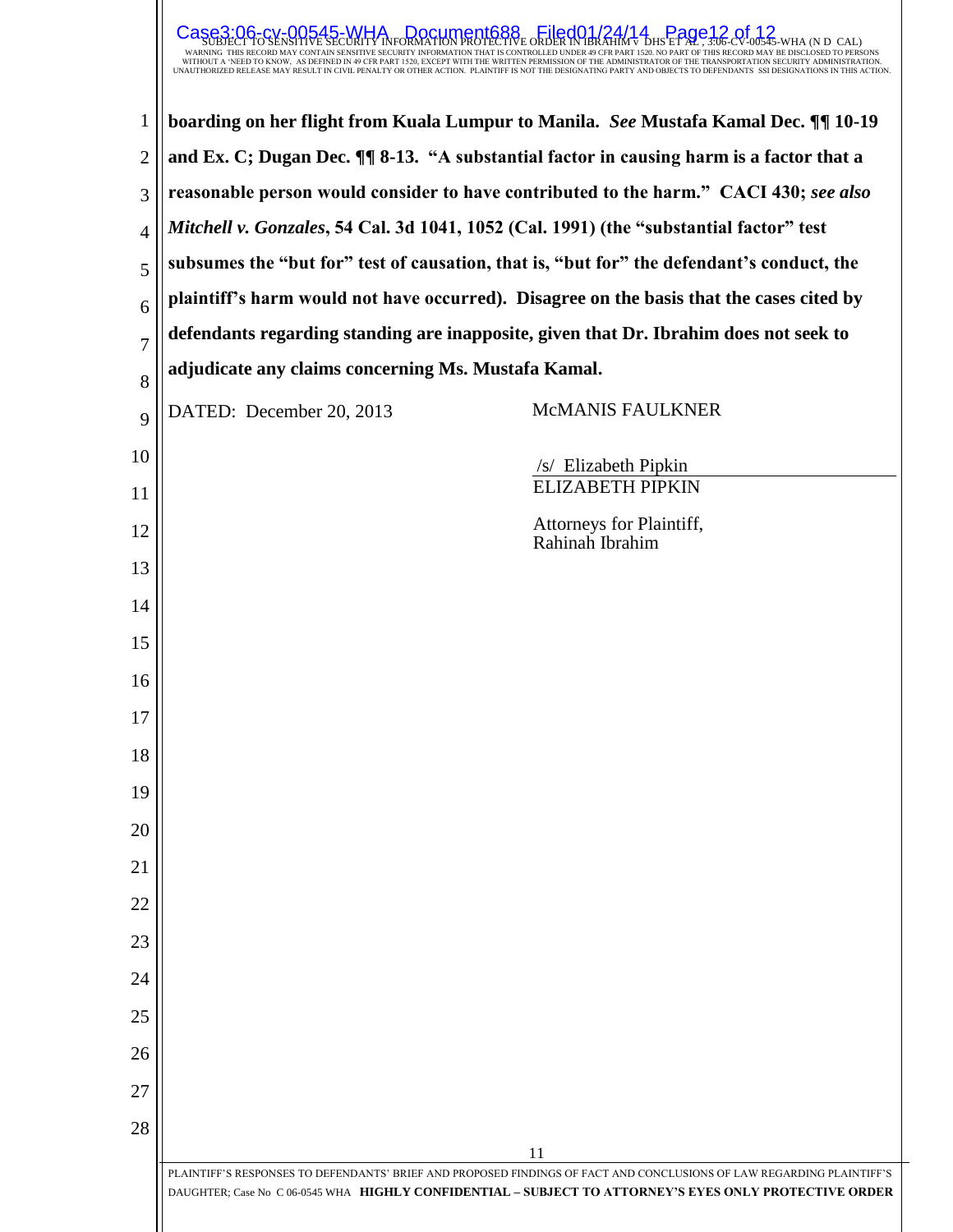**boarding on her flight from Kuala Lumpur to Manila.** ***See*** **Mustafa Kamal Dec. ¶¶ 10-19 and Ex. C; Dugan Dec. ¶¶ 8-13. "A substantial factor in causing harm is a factor that a reasonable person would consider to have contributed to the harm." CACI 430;** ***see also Mitchell v. Gonzales*****, 54 Cal. 3d 1041, 1052 (Cal. 1991) (the "substantial factor" test subsumes the "but for" test of causation, that is, "but for" the defendant's conduct, the plaintiff's harm would not have occurred). Disagree on the basis that the cases cited by defendants regarding standing are inapposite, given that Dr. Ibrahim does not seek to adjudicate any claims concerning Ms. Mustafa Kamal.**

DATED: December 20, 2013

McMANIS FAULKNER

/s/ Elizabeth Pipkin
ELIZABETH PIPKIN

Attorneys for Plaintiff,
Rahinah Ibrahim